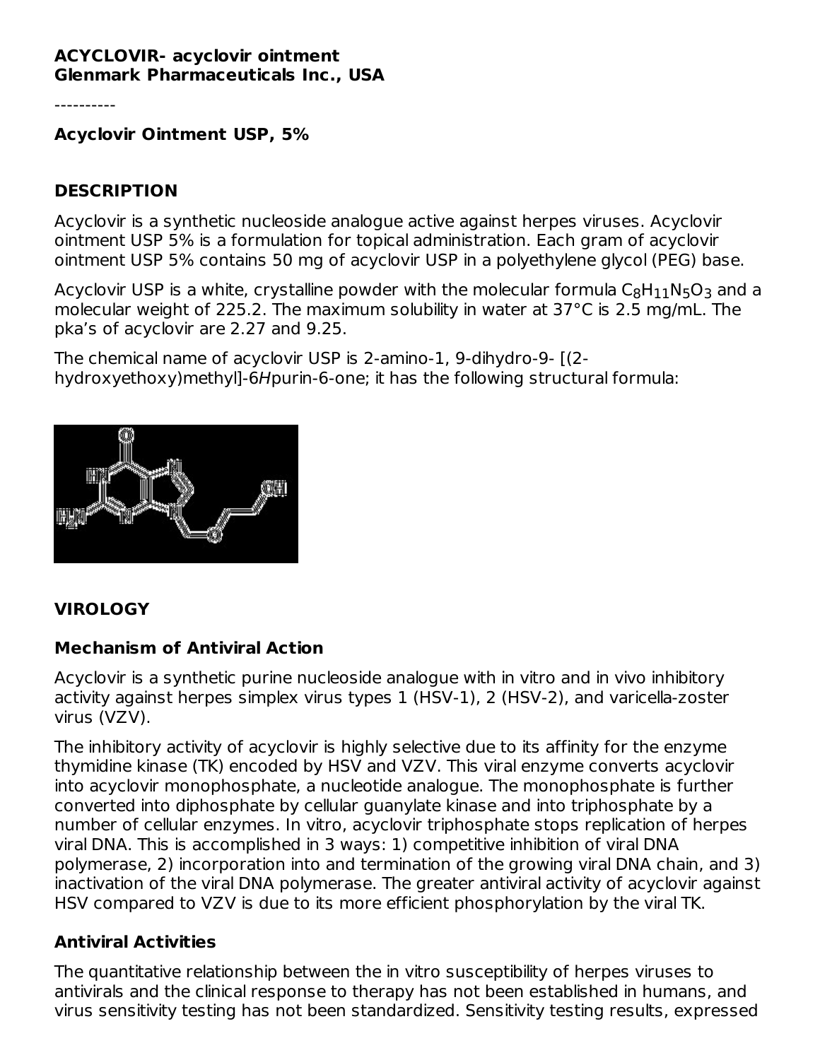**ACYCLOVIR- acyclovir ointment**
**Glenmark Pharmaceuticals Inc., USA**

----------

**Acyclovir Ointment USP, 5%**

## DESCRIPTION

Acyclovir is a synthetic nucleoside analogue active against herpes viruses. Acyclovir ointment USP 5% is a formulation for topical administration. Each gram of acyclovir ointment USP 5% contains 50 mg of acyclovir USP in a polyethylene glycol (PEG) base.

Acyclovir USP is a white, crystalline powder with the molecular formula $C_8H_{11}N_5O_3$ and a molecular weight of 225.2. The maximum solubility in water at 37°C is 2.5 mg/mL. The pka's of acyclovir are 2.27 and 9.25.

The chemical name of acyclovir USP is 2-amino-1, 9-dihydro-9- [(2-hydroxyethoxy)methyl]-6*H*purin-6-one; it has the following structural formula:

## VIROLOGY

### Mechanism of Antiviral Action

Acyclovir is a synthetic purine nucleoside analogue with in vitro and in vivo inhibitory activity against herpes simplex virus types 1 (HSV-1), 2 (HSV-2), and varicella-zoster virus (VZV).

The inhibitory activity of acyclovir is highly selective due to its affinity for the enzyme thymidine kinase (TK) encoded by HSV and VZV. This viral enzyme converts acyclovir into acyclovir monophosphate, a nucleotide analogue. The monophosphate is further converted into diphosphate by cellular guanylate kinase and into triphosphate by a number of cellular enzymes. In vitro, acyclovir triphosphate stops replication of herpes viral DNA. This is accomplished in 3 ways: 1) competitive inhibition of viral DNA polymerase, 2) incorporation into and termination of the growing viral DNA chain, and 3) inactivation of the viral DNA polymerase. The greater antiviral activity of acyclovir against HSV compared to VZV is due to its more efficient phosphorylation by the viral TK.

### Antiviral Activities

The quantitative relationship between the in vitro susceptibility of herpes viruses to antivirals and the clinical response to therapy has not been established in humans, and virus sensitivity testing has not been standardized. Sensitivity testing results, expressed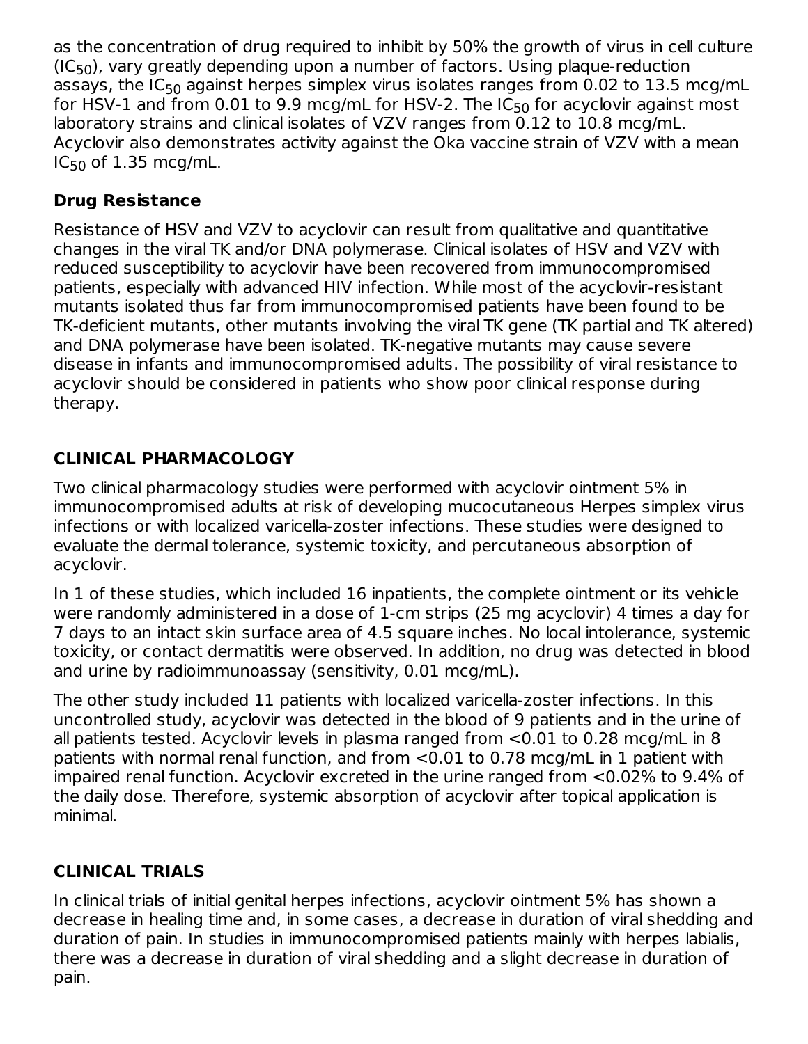as the concentration of drug required to inhibit by 50% the growth of virus in cell culture ($IC_{50}$), vary greatly depending upon a number of factors. Using plaque-reduction assays, the $IC_{50}$ against herpes simplex virus isolates ranges from 0.02 to 13.5 mcg/mL for HSV-1 and from 0.01 to 9.9 mcg/mL for HSV-2. The $IC_{50}$ for acyclovir against most laboratory strains and clinical isolates of VZV ranges from 0.12 to 10.8 mcg/mL. Acyclovir also demonstrates activity against the Oka vaccine strain of VZV with a mean $IC_{50}$ of 1.35 mcg/mL.

### Drug Resistance

Resistance of HSV and VZV to acyclovir can result from qualitative and quantitative changes in the viral TK and/or DNA polymerase. Clinical isolates of HSV and VZV with reduced susceptibility to acyclovir have been recovered from immunocompromised patients, especially with advanced HIV infection. While most of the acyclovir-resistant mutants isolated thus far from immunocompromised patients have been found to be TK-deficient mutants, other mutants involving the viral TK gene (TK partial and TK altered) and DNA polymerase have been isolated. TK-negative mutants may cause severe disease in infants and immunocompromised adults. The possibility of viral resistance to acyclovir should be considered in patients who show poor clinical response during therapy.

## CLINICAL PHARMACOLOGY

Two clinical pharmacology studies were performed with acyclovir ointment 5% in immunocompromised adults at risk of developing mucocutaneous Herpes simplex virus infections or with localized varicella-zoster infections. These studies were designed to evaluate the dermal tolerance, systemic toxicity, and percutaneous absorption of acyclovir.

In 1 of these studies, which included 16 inpatients, the complete ointment or its vehicle were randomly administered in a dose of 1-cm strips (25 mg acyclovir) 4 times a day for 7 days to an intact skin surface area of 4.5 square inches. No local intolerance, systemic toxicity, or contact dermatitis were observed. In addition, no drug was detected in blood and urine by radioimmunoassay (sensitivity, 0.01 mcg/mL).

The other study included 11 patients with localized varicella-zoster infections. In this uncontrolled study, acyclovir was detected in the blood of 9 patients and in the urine of all patients tested. Acyclovir levels in plasma ranged from <0.01 to 0.28 mcg/mL in 8 patients with normal renal function, and from <0.01 to 0.78 mcg/mL in 1 patient with impaired renal function. Acyclovir excreted in the urine ranged from <0.02% to 9.4% of the daily dose. Therefore, systemic absorption of acyclovir after topical application is minimal.

## CLINICAL TRIALS

In clinical trials of initial genital herpes infections, acyclovir ointment 5% has shown a decrease in healing time and, in some cases, a decrease in duration of viral shedding and duration of pain. In studies in immunocompromised patients mainly with herpes labialis, there was a decrease in duration of viral shedding and a slight decrease in duration of pain.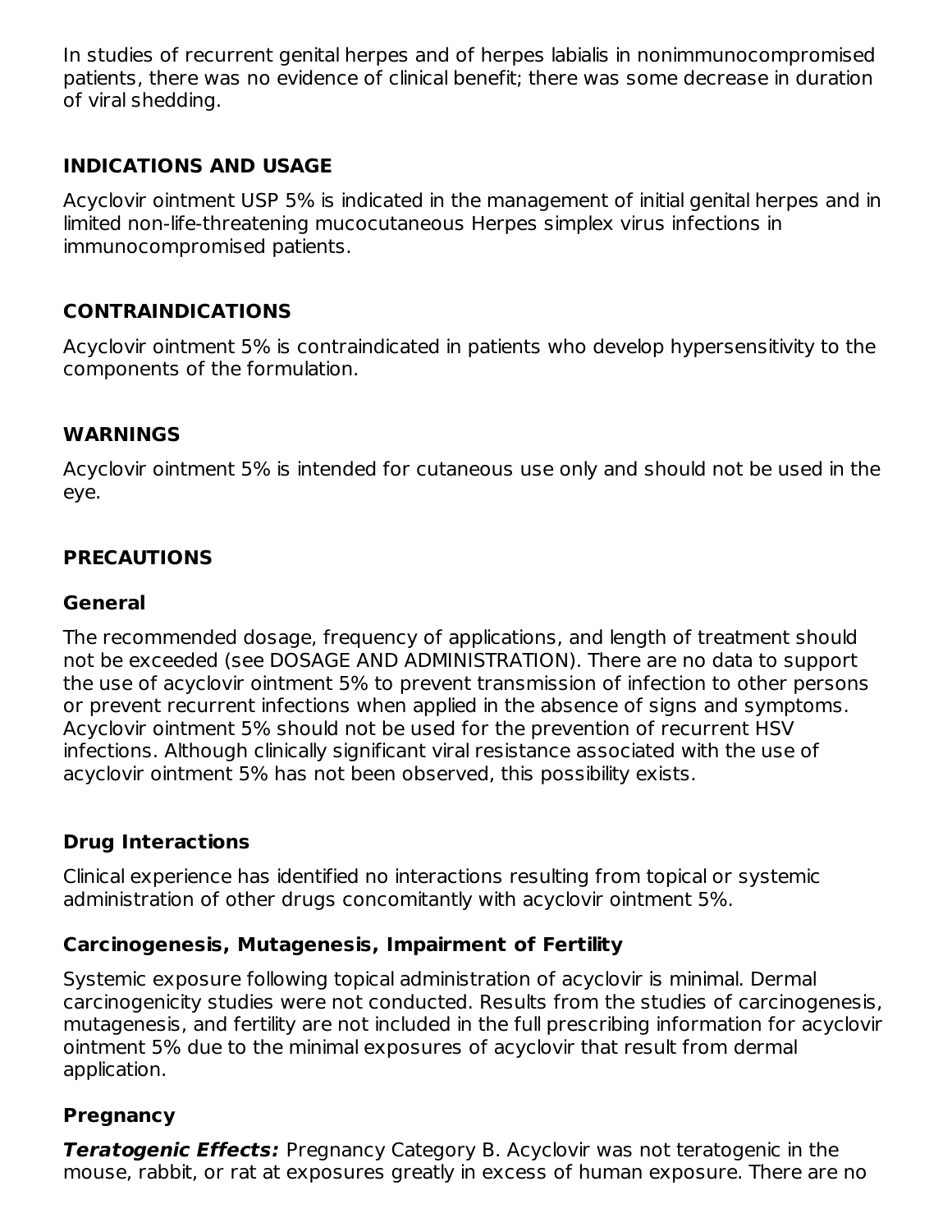In studies of recurrent genital herpes and of herpes labialis in nonimmunocompromised patients, there was no evidence of clinical benefit; there was some decrease in duration of viral shedding.

## INDICATIONS AND USAGE

Acyclovir ointment USP 5% is indicated in the management of initial genital herpes and in limited non-life-threatening mucocutaneous Herpes simplex virus infections in immunocompromised patients.

## CONTRAINDICATIONS

Acyclovir ointment 5% is contraindicated in patients who develop hypersensitivity to the components of the formulation.

## WARNINGS

Acyclovir ointment 5% is intended for cutaneous use only and should not be used in the eye.

## PRECAUTIONS

### General

The recommended dosage, frequency of applications, and length of treatment should not be exceeded (see DOSAGE AND ADMINISTRATION). There are no data to support the use of acyclovir ointment 5% to prevent transmission of infection to other persons or prevent recurrent infections when applied in the absence of signs and symptoms. Acyclovir ointment 5% should not be used for the prevention of recurrent HSV infections. Although clinically significant viral resistance associated with the use of acyclovir ointment 5% has not been observed, this possibility exists.

### Drug Interactions

Clinical experience has identified no interactions resulting from topical or systemic administration of other drugs concomitantly with acyclovir ointment 5%.

### Carcinogenesis, Mutagenesis, Impairment of Fertility

Systemic exposure following topical administration of acyclovir is minimal. Dermal carcinogenicity studies were not conducted. Results from the studies of carcinogenesis, mutagenesis, and fertility are not included in the full prescribing information for acyclovir ointment 5% due to the minimal exposures of acyclovir that result from dermal application.

### Pregnancy

***Teratogenic Effects:*** Pregnancy Category B. Acyclovir was not teratogenic in the mouse, rabbit, or rat at exposures greatly in excess of human exposure. There are no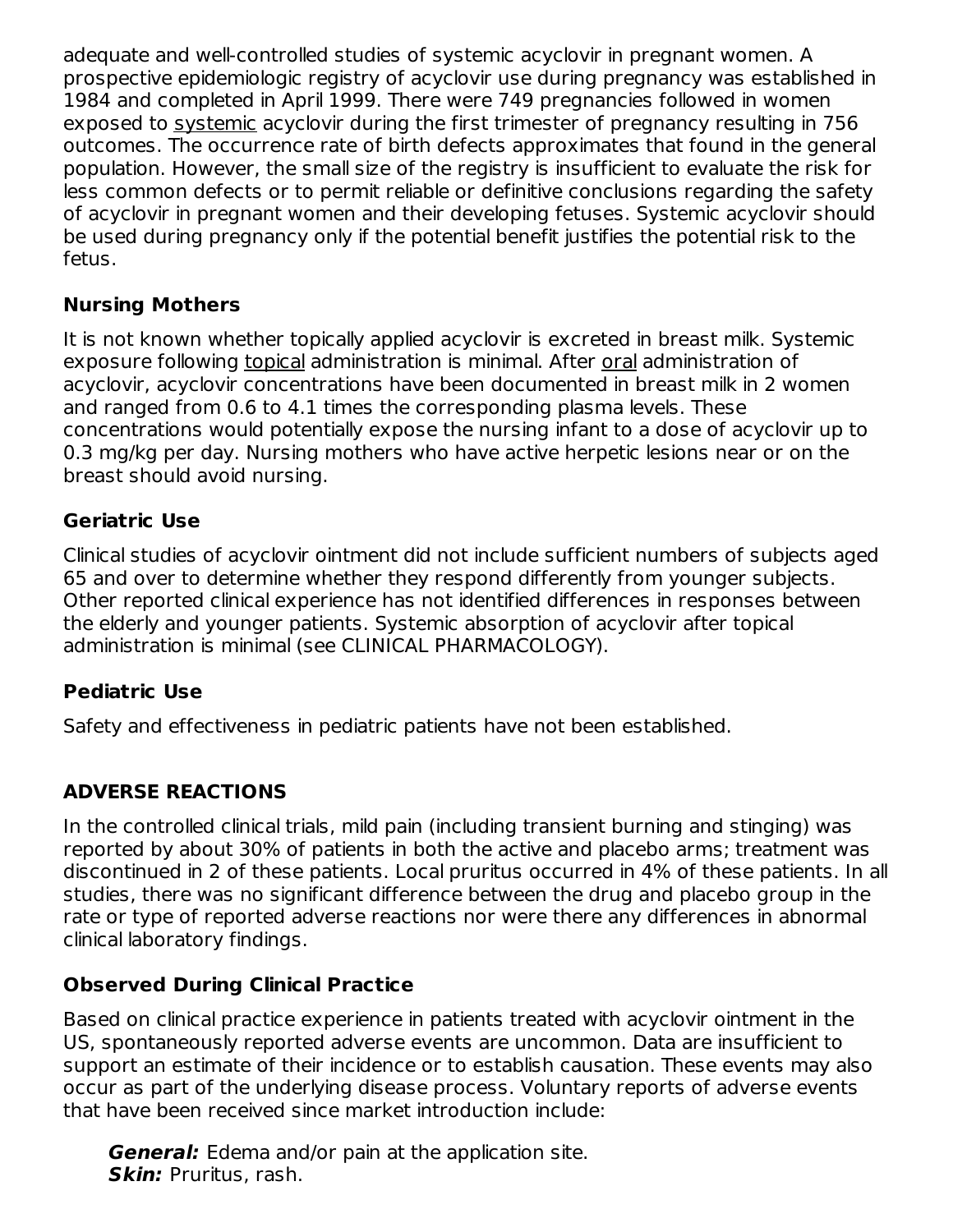adequate and well-controlled studies of systemic acyclovir in pregnant women. A prospective epidemiologic registry of acyclovir use during pregnancy was established in 1984 and completed in April 1999. There were 749 pregnancies followed in women exposed to systemic acyclovir during the first trimester of pregnancy resulting in 756 outcomes. The occurrence rate of birth defects approximates that found in the general population. However, the small size of the registry is insufficient to evaluate the risk for less common defects or to permit reliable or definitive conclusions regarding the safety of acyclovir in pregnant women and their developing fetuses. Systemic acyclovir should be used during pregnancy only if the potential benefit justifies the potential risk to the fetus.

### Nursing Mothers

It is not known whether topically applied acyclovir is excreted in breast milk. Systemic exposure following topical administration is minimal. After oral administration of acyclovir, acyclovir concentrations have been documented in breast milk in 2 women and ranged from 0.6 to 4.1 times the corresponding plasma levels. These concentrations would potentially expose the nursing infant to a dose of acyclovir up to 0.3 mg/kg per day. Nursing mothers who have active herpetic lesions near or on the breast should avoid nursing.

### Geriatric Use

Clinical studies of acyclovir ointment did not include sufficient numbers of subjects aged 65 and over to determine whether they respond differently from younger subjects. Other reported clinical experience has not identified differences in responses between the elderly and younger patients. Systemic absorption of acyclovir after topical administration is minimal (see CLINICAL PHARMACOLOGY).

### Pediatric Use

Safety and effectiveness in pediatric patients have not been established.

## ADVERSE REACTIONS

In the controlled clinical trials, mild pain (including transient burning and stinging) was reported by about 30% of patients in both the active and placebo arms; treatment was discontinued in 2 of these patients. Local pruritus occurred in 4% of these patients. In all studies, there was no significant difference between the drug and placebo group in the rate or type of reported adverse reactions nor were there any differences in abnormal clinical laboratory findings.

### Observed During Clinical Practice

Based on clinical practice experience in patients treated with acyclovir ointment in the US, spontaneously reported adverse events are uncommon. Data are insufficient to support an estimate of their incidence or to establish causation. These events may also occur as part of the underlying disease process. Voluntary reports of adverse events that have been received since market introduction include:

***General:*** Edema and/or pain at the application site.
***Skin:*** Pruritus, rash.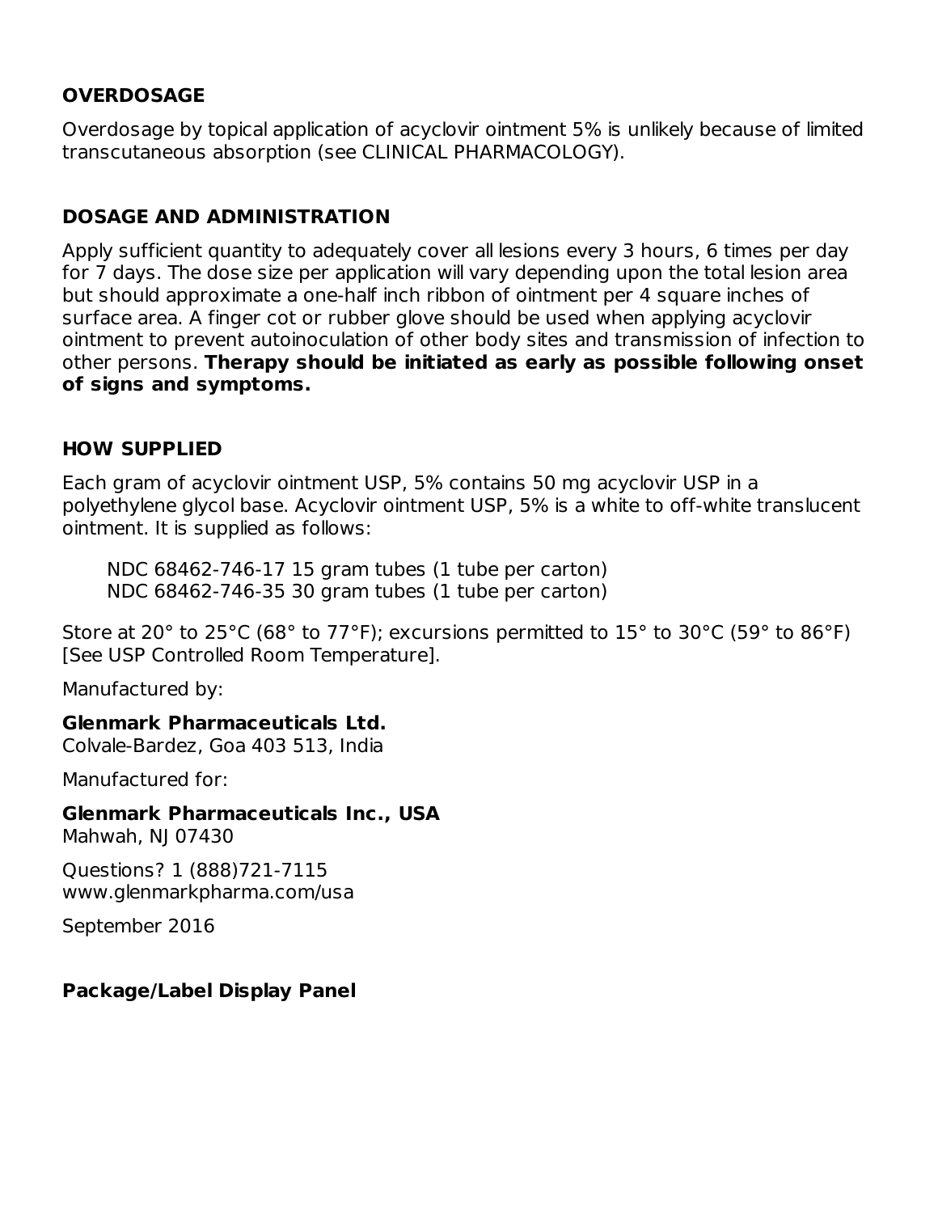## OVERDOSAGE

Overdosage by topical application of acyclovir ointment 5% is unlikely because of limited transcutaneous absorption (see CLINICAL PHARMACOLOGY).

## DOSAGE AND ADMINISTRATION

Apply sufficient quantity to adequately cover all lesions every 3 hours, 6 times per day for 7 days. The dose size per application will vary depending upon the total lesion area but should approximate a one-half inch ribbon of ointment per 4 square inches of surface area. A finger cot or rubber glove should be used when applying acyclovir ointment to prevent autoinoculation of other body sites and transmission of infection to other persons. **Therapy should be initiated as early as possible following onset of signs and symptoms.**

## HOW SUPPLIED

Each gram of acyclovir ointment USP, 5% contains 50 mg acyclovir USP in a polyethylene glycol base. Acyclovir ointment USP, 5% is a white to off-white translucent ointment. It is supplied as follows:

NDC 68462-746-17 15 gram tubes (1 tube per carton)
NDC 68462-746-35 30 gram tubes (1 tube per carton)

Store at 20° to 25°C (68° to 77°F); excursions permitted to 15° to 30°C (59° to 86°F) [See USP Controlled Room Temperature].

Manufactured by:

**Glenmark Pharmaceuticals Ltd.**
Colvale-Bardez, Goa 403 513, India

Manufactured for:

**Glenmark Pharmaceuticals Inc., USA**
Mahwah, NJ 07430

Questions? 1 (888)721-7115
www.glenmarkpharma.com/usa

September 2016

## Package/Label Display Panel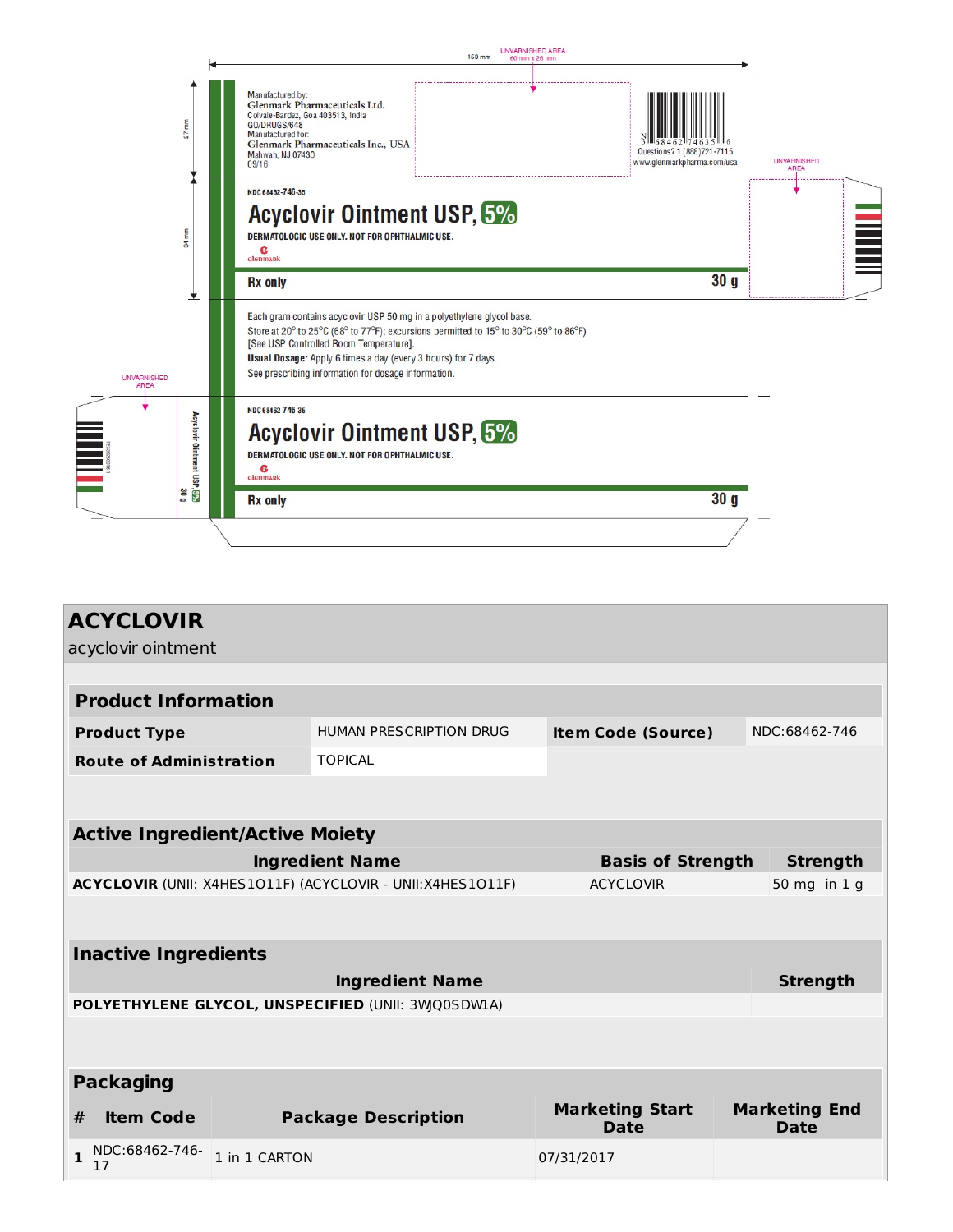150 mm

UNVARNISHED AREA
60 mm x 26 mm

27 mm

Manufactured by:
Glenmark Pharmaceuticals Ltd.
Colvale-Bardez, Goa 403513, India
GO/DRUGS/648
Manufactured for:
Glenmark Pharmaceuticals Inc., USA
Mahwah, NJ 07430
09/16

N 3 68462 74635 6
Questions? 1 (888)721-7115
www.glenmarkpharma.com/usa

UNVARNISHED AREA

34 mm

NDC 68462-746-35

Acyclovir Ointment USP, 5%

DERMATOLOGIC USE ONLY. NOT FOR OPHTHALMIC USE.

glenmark

Rx only

30 g

Each gram contains acyclovir USP 50 mg in a polyethylene glycol base.
Store at 20° to 25°C (68° to 77°F); excursions permitted to 15° to 30°C (59° to 86°F)
[See USP Controlled Room Temperature].
**Usual Dosage:** Apply 6 times a day (every 3 hours) for 7 days.
See prescribing information for dosage information.

UNVARNISHED AREA

Acyclovir Ointment USP 5%
30 g

NDC 68462-746-35

Acyclovir Ointment USP, 5%

DERMATOLOGIC USE ONLY. NOT FOR OPHTHALMIC USE.

glenmark

Rx only

30 g

# ACYCLOVIR

acyclovir ointment

## Product Information

| | | | |
|---|---|---|---|
| **Product Type** | HUMAN PRESCRIPTION DRUG | **Item Code (Source)** | NDC:68462-746 |
| **Route of Administration** | TOPICAL | | |

## Active Ingredient/Active Moiety

| Ingredient Name | Basis of Strength | Strength |
|---|---|---|
| **ACYCLOVIR** (UNII: X4HES1O11F) (ACYCLOVIR - UNII:X4HES1O11F) | ACYCLOVIR | 50 mg in 1 g |

## Inactive Ingredients

| Ingredient Name | Strength |
|---|---|
| **POLYETHYLENE GLYCOL, UNSPECIFIED** (UNII: 3WJQ0SDW1A) | |

## Packaging

| # | Item Code | Package Description | Marketing Start Date | Marketing End Date |
|---|---|---|---|---|
| 1 | NDC:68462-746-17 | 1 in 1 CARTON | 07/31/2017 | |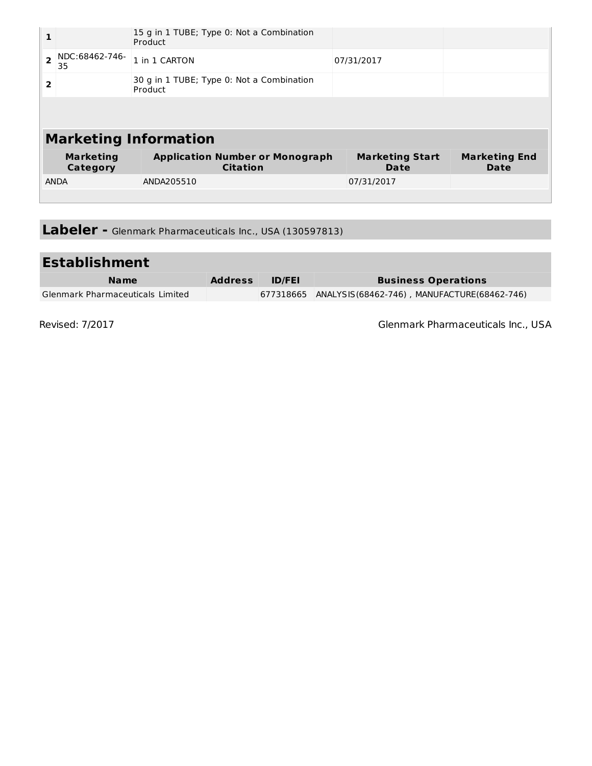| | | | | |
|---|---|---|---|---|
| 1 | | 15 g in 1 TUBE; Type 0: Not a Combination Product | | |
| 2 | NDC:68462-746-35 | 1 in 1 CARTON | 07/31/2017 | |
| 2 | | 30 g in 1 TUBE; Type 0: Not a Combination Product | | |

## Marketing Information

| Marketing Category | Application Number or Monograph Citation | Marketing Start Date | Marketing End Date |
|---|---|---|---|
| ANDA | ANDA205510 | 07/31/2017 | |

## Labeler - Glenmark Pharmaceuticals Inc., USA (130597813)

## Establishment

| Name | Address | ID/FEI | Business Operations |
|---|---|---|---|
| Glenmark Pharmaceuticals Limited | | 677318665 | ANALYSIS(68462-746) , MANUFACTURE(68462-746) |

Revised: 7/2017

Glenmark Pharmaceuticals Inc., USA